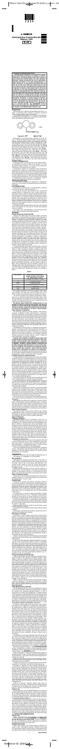# Amitriptyline Hydrochloride Tablets, USP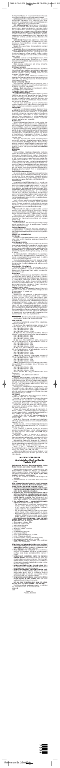# MEDICATION GUIDE

## Amitriptyline Hydrochloride Tablets, USP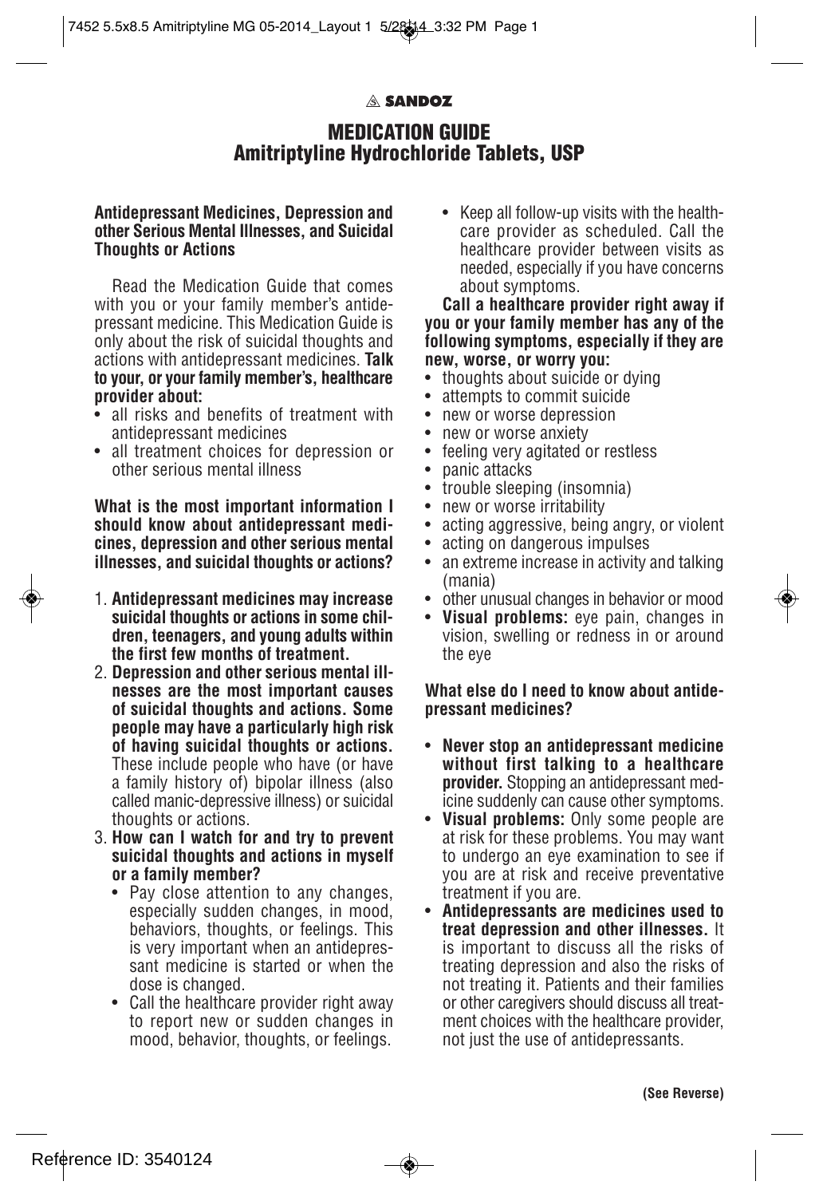SANDOZ

# MEDICATION GUIDE
# Amitriptyline Hydrochloride Tablets, USP

**Antidepressant Medicines, Depression and other Serious Mental Illnesses, and Suicidal Thoughts or Actions**

Read the Medication Guide that comes with you or your family member's antidepressant medicine. This Medication Guide is only about the risk of suicidal thoughts and actions with antidepressant medicines. **Talk to your, or your family member's, healthcare provider about:**

- all risks and benefits of treatment with antidepressant medicines
- all treatment choices for depression or other serious mental illness

**What is the most important information I should know about antidepressant medicines, depression and other serious mental illnesses, and suicidal thoughts or actions?**

1. **Antidepressant medicines may increase suicidal thoughts or actions in some children, teenagers, and young adults within the first few months of treatment.**
2. **Depression and other serious mental illnesses are the most important causes of suicidal thoughts and actions. Some people may have a particularly high risk of having suicidal thoughts or actions.** These include people who have (or have a family history of) bipolar illness (also called manic-depressive illness) or suicidal thoughts or actions.
3. **How can I watch for and try to prevent suicidal thoughts and actions in myself or a family member?**
   - Pay close attention to any changes, especially sudden changes, in mood, behaviors, thoughts, or feelings. This is very important when an antidepressant medicine is started or when the dose is changed.
   - Call the healthcare provider right away to report new or sudden changes in mood, behavior, thoughts, or feelings.
   - Keep all follow-up visits with the healthcare provider as scheduled. Call the healthcare provider between visits as needed, especially if you have concerns about symptoms.

**Call a healthcare provider right away if you or your family member has any of the following symptoms, especially if they are new, worse, or worry you:**

- thoughts about suicide or dying
- attempts to commit suicide
- new or worse depression
- new or worse anxiety
- feeling very agitated or restless
- panic attacks
- trouble sleeping (insomnia)
- new or worse irritability
- acting aggressive, being angry, or violent
- acting on dangerous impulses
- an extreme increase in activity and talking (mania)
- other unusual changes in behavior or mood
- **Visual problems:** eye pain, changes in vision, swelling or redness in or around the eye

**What else do I need to know about antidepressant medicines?**

- **Never stop an antidepressant medicine without first talking to a healthcare provider.** Stopping an antidepressant medicine suddenly can cause other symptoms.
- **Visual problems:** Only some people are at risk for these problems. You may want to undergo an eye examination to see if you are at risk and receive preventative treatment if you are.
- **Antidepressants are medicines used to treat depression and other illnesses.** It is important to discuss all the risks of treating depression and also the risks of not treating it. Patients and their families or other caregivers should discuss all treatment choices with the healthcare provider, not just the use of antidepressants.

**(See Reverse)**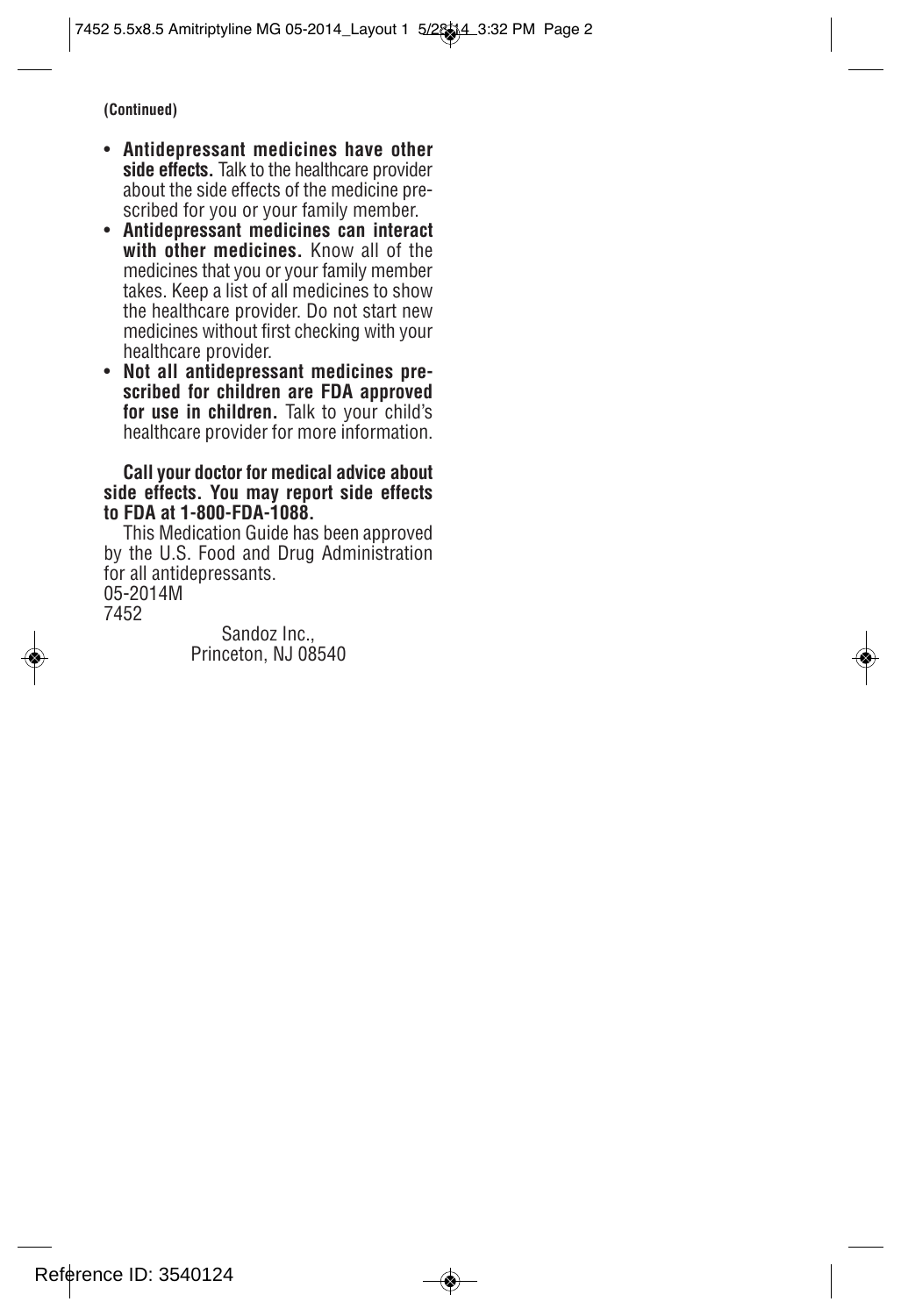**(Continued)**

- **Antidepressant medicines have other side effects.** Talk to the healthcare provider about the side effects of the medicine prescribed for you or your family member.
- **Antidepressant medicines can interact with other medicines.** Know all of the medicines that you or your family member takes. Keep a list of all medicines to show the healthcare provider. Do not start new medicines without first checking with your healthcare provider.
- **Not all antidepressant medicines prescribed for children are FDA approved for use in children.** Talk to your child's healthcare provider for more information.

**Call your doctor for medical advice about side effects. You may report side effects to FDA at 1-800-FDA-1088.**

This Medication Guide has been approved by the U.S. Food and Drug Administration for all antidepressants.

05-2014M

7452

Sandoz Inc.,
Princeton, NJ 08540